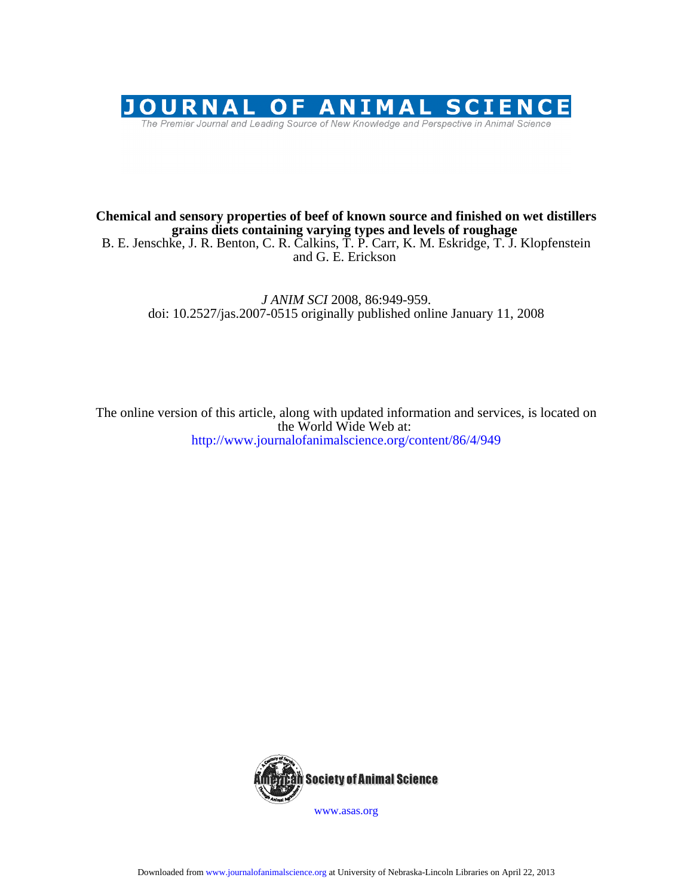# JOURNAL OF ANIMAL SCIENCE

The Premier Journal and Leading Source of New Knowledge and Perspective in Animal Science

**Chemical and sensory properties of beef of known source and finished on wet distillers grains diets containing varying types and levels of roughage**

B. E. Jenschke, J. R. Benton, C. R. Calkins, T. P. Carr, K. M. Eskridge, T. J. Klopfenstein and G. E. Erickson

*J ANIM SCI* 2008, 86:949-959.
doi: 10.2527/jas.2007-0515 originally published online January 11, 2008

The online version of this article, along with updated information and services, is located on the World Wide Web at:
http://www.journalofanimalscience.org/content/86/4/949

American Society of Animal Science

www.asas.org

Downloaded from www.journalofanimalscience.org at University of Nebraska-Lincoln Libraries on April 22, 2013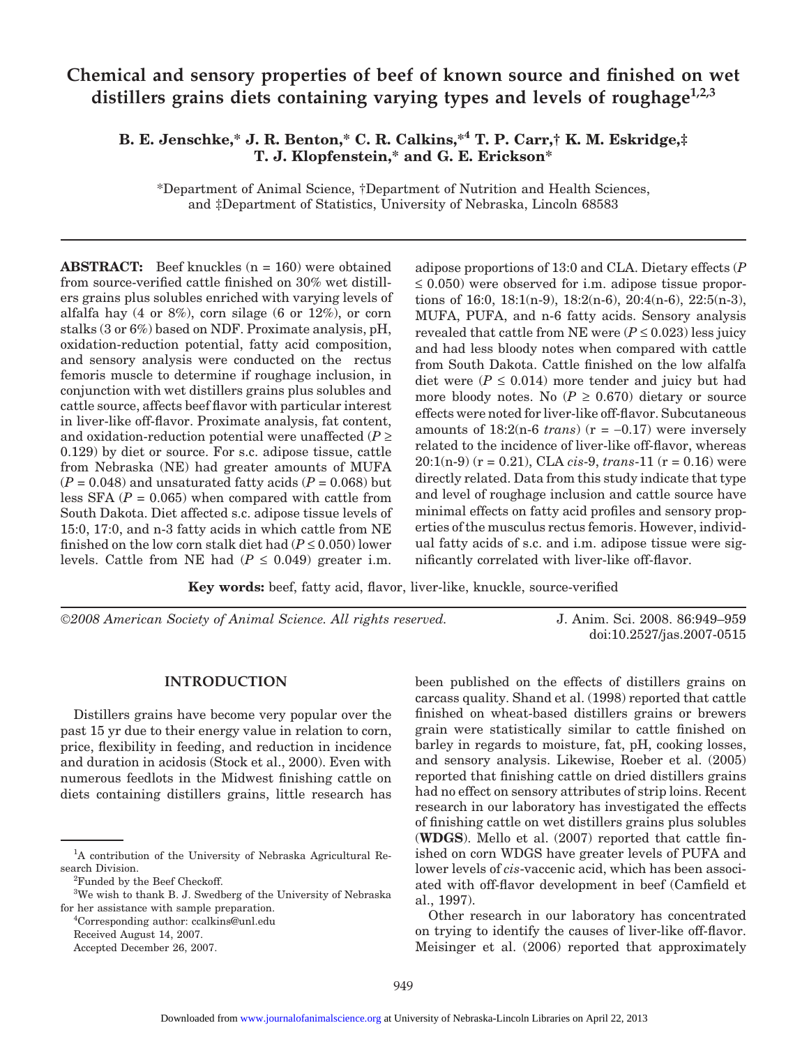# Chemical and sensory properties of beef of known source and finished on wet distillers grains diets containing varying types and levels of roughage[1,2,3]

**B. E. Jenschke,\* J. R. Benton,\* C. R. Calkins,\*[4] T. P. Carr,† K. M. Eskridge,‡ T. J. Klopfenstein,\* and G. E. Erickson\***

\*Department of Animal Science, †Department of Nutrition and Health Sciences, and ‡Department of Statistics, University of Nebraska, Lincoln 68583

**ABSTRACT:** Beef knuckles (n = 160) were obtained from source-verified cattle finished on 30% wet distillers grains plus solubles enriched with varying levels of alfalfa hay (4 or 8%), corn silage (6 or 12%), or corn stalks (3 or 6%) based on NDF. Proximate analysis, pH, oxidation-reduction potential, fatty acid composition, and sensory analysis were conducted on the rectus femoris muscle to determine if roughage inclusion, in conjunction with wet distillers grains plus solubles and cattle source, affects beef flavor with particular interest in liver-like off-flavor. Proximate analysis, fat content, and oxidation-reduction potential were unaffected ($P \geq 0.129$) by diet or source. For s.c. adipose tissue, cattle from Nebraska (NE) had greater amounts of MUFA ($P = 0.048$) and unsaturated fatty acids ($P = 0.068$) but less SFA ($P = 0.065$) when compared with cattle from South Dakota. Diet affected s.c. adipose tissue levels of 15:0, 17:0, and n-3 fatty acids in which cattle from NE finished on the low corn stalk diet had ($P \leq 0.050$) lower levels. Cattle from NE had ($P \leq 0.049$) greater i.m. adipose proportions of 13:0 and CLA. Dietary effects ($P \leq 0.050$) were observed for i.m. adipose tissue proportions of 16:0, 18:1(n-9), 18:2(n-6), 20:4(n-6), 22:5(n-3), MUFA, PUFA, and n-6 fatty acids. Sensory analysis revealed that cattle from NE were ($P \leq 0.023$) less juicy and had less bloody notes when compared with cattle from South Dakota. Cattle finished on the low alfalfa diet were ($P \leq 0.014$) more tender and juicy but had more bloody notes. No ($P \geq 0.670$) dietary or source effects were noted for liver-like off-flavor. Subcutaneous amounts of 18:2(n-6 *trans*) (r = –0.17) were inversely related to the incidence of liver-like off-flavor, whereas 20:1(n-9) (r = 0.21), CLA *cis*-9, *trans*-11 (r = 0.16) were directly related. Data from this study indicate that type and level of roughage inclusion and cattle source have minimal effects on fatty acid profiles and sensory properties of the musculus rectus femoris. However, individual fatty acids of s.c. and i.m. adipose tissue were significantly correlated with liver-like off-flavor.

**Key words:** beef, fatty acid, flavor, liver-like, knuckle, source-verified

*©2008 American Society of Animal Science. All rights reserved.*

doi:10.2527/jas.2007-0515

## INTRODUCTION

Distillers grains have become very popular over the past 15 yr due to their energy value in relation to corn, price, flexibility in feeding, and reduction in incidence and duration in acidosis (Stock et al., 2000). Even with numerous feedlots in the Midwest finishing cattle on diets containing distillers grains, little research has been published on the effects of distillers grains on carcass quality. Shand et al. (1998) reported that cattle finished on wheat-based distillers grains or brewers grain were statistically similar to cattle finished on barley in regards to moisture, fat, pH, cooking losses, and sensory analysis. Likewise, Roeber et al. (2005) reported that finishing cattle on dried distillers grains had no effect on sensory attributes of strip loins. Recent research in our laboratory has investigated the effects of finishing cattle on wet distillers grains plus solubles (**WDGS**). Mello et al. (2007) reported that cattle finished on corn WDGS have greater levels of PUFA and lower levels of *cis*-vaccenic acid, which has been associated with off-flavor development in beef (Camfield et al., 1997).

Other research in our laboratory has concentrated on trying to identify the causes of liver-like off-flavor. Meisinger et al. (2006) reported that approximately

[1]A contribution of the University of Nebraska Agricultural Research Division.

[2]Funded by the Beef Checkoff.

[3]We wish to thank B. J. Swedberg of the University of Nebraska for her assistance with sample preparation.

[4]Corresponding author: ccalkins@unl.edu

Received August 14, 2007.

Accepted December 26, 2007.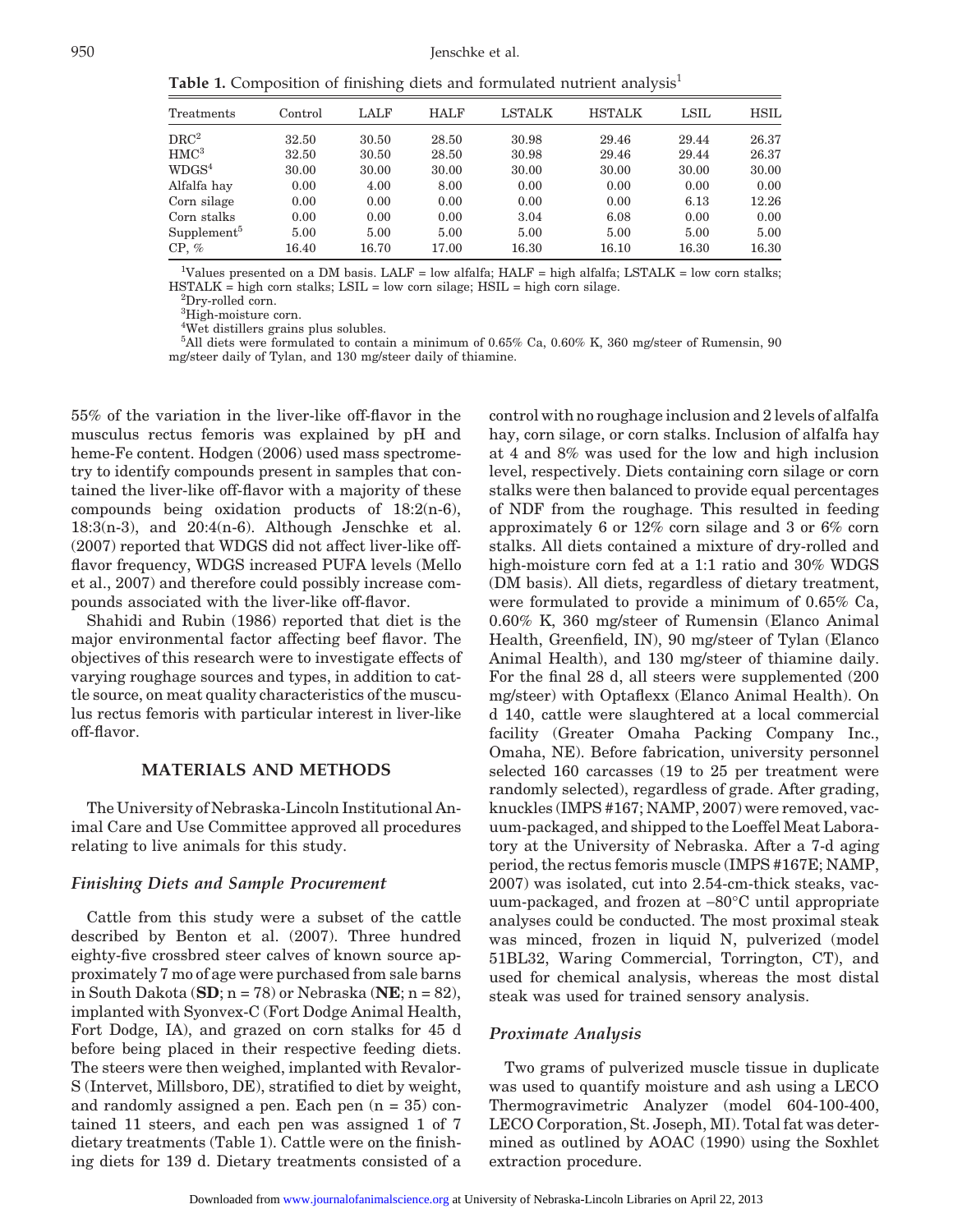**Table 1.** Composition of finishing diets and formulated nutrient analysis[1]

| Treatments | Control | LALF | HALF | LSTALK | HSTALK | LSIL | HSIL |
|---|---|---|---|---|---|---|---|
| DRC[2] | 32.50 | 30.50 | 28.50 | 30.98 | 29.46 | 29.44 | 26.37 |
| HMC[3] | 32.50 | 30.50 | 28.50 | 30.98 | 29.46 | 29.44 | 26.37 |
| WDGS[4] | 30.00 | 30.00 | 30.00 | 30.00 | 30.00 | 30.00 | 30.00 |
| Alfalfa hay | 0.00 | 4.00 | 8.00 | 0.00 | 0.00 | 0.00 | 0.00 |
| Corn silage | 0.00 | 0.00 | 0.00 | 0.00 | 0.00 | 6.13 | 12.26 |
| Corn stalks | 0.00 | 0.00 | 0.00 | 3.04 | 6.08 | 0.00 | 0.00 |
| Supplement[5] | 5.00 | 5.00 | 5.00 | 5.00 | 5.00 | 5.00 | 5.00 |
| CP, % | 16.40 | 16.70 | 17.00 | 16.30 | 16.10 | 16.30 | 16.30 |

[1]Values presented on a DM basis. LALF = low alfalfa; HALF = high alfalfa; LSTALK = low corn stalks; HSTALK = high corn stalks; LSIL = low corn silage; HSIL = high corn silage.

[2]Dry-rolled corn.

[3]High-moisture corn.

[4]Wet distillers grains plus solubles.

[5]All diets were formulated to contain a minimum of 0.65% Ca, 0.60% K, 360 mg/steer of Rumensin, 90 mg/steer daily of Tylan, and 130 mg/steer daily of thiamine.

55% of the variation in the liver-like off-flavor in the musculus rectus femoris was explained by pH and heme-Fe content. Hodgen (2006) used mass spectrometry to identify compounds present in samples that contained the liver-like off-flavor with a majority of these compounds being oxidation products of 18:2(n-6), 18:3(n-3), and 20:4(n-6). Although Jenschke et al. (2007) reported that WDGS did not affect liver-like off-flavor frequency, WDGS increased PUFA levels (Mello et al., 2007) and therefore could possibly increase compounds associated with the liver-like off-flavor.

Shahidi and Rubin (1986) reported that diet is the major environmental factor affecting beef flavor. The objectives of this research were to investigate effects of varying roughage sources and types, in addition to cattle source, on meat quality characteristics of the musculus rectus femoris with particular interest in liver-like off-flavor.

## MATERIALS AND METHODS

The University of Nebraska-Lincoln Institutional Animal Care and Use Committee approved all procedures relating to live animals for this study.

### *Finishing Diets and Sample Procurement*

Cattle from this study were a subset of the cattle described by Benton et al. (2007). Three hundred eighty-five crossbred steer calves of known source approximately 7 mo of age were purchased from sale barns in South Dakota (**SD**; n = 78) or Nebraska (**NE**; n = 82), implanted with Syonvex-C (Fort Dodge Animal Health, Fort Dodge, IA), and grazed on corn stalks for 45 d before being placed in their respective feeding diets. The steers were then weighed, implanted with Revalor-S (Intervet, Millsboro, DE), stratified to diet by weight, and randomly assigned a pen. Each pen (n = 35) contained 11 steers, and each pen was assigned 1 of 7 dietary treatments (Table 1). Cattle were on the finishing diets for 139 d. Dietary treatments consisted of a control with no roughage inclusion and 2 levels of alfalfa hay, corn silage, or corn stalks. Inclusion of alfalfa hay at 4 and 8% was used for the low and high inclusion level, respectively. Diets containing corn silage or corn stalks were then balanced to provide equal percentages of NDF from the roughage. This resulted in feeding approximately 6 or 12% corn silage and 3 or 6% corn stalks. All diets contained a mixture of dry-rolled and high-moisture corn fed at a 1:1 ratio and 30% WDGS (DM basis). All diets, regardless of dietary treatment, were formulated to provide a minimum of 0.65% Ca, 0.60% K, 360 mg/steer of Rumensin (Elanco Animal Health, Greenfield, IN), 90 mg/steer of Tylan (Elanco Animal Health), and 130 mg/steer of thiamine daily. For the final 28 d, all steers were supplemented (200 mg/steer) with Optaflexx (Elanco Animal Health). On d 140, cattle were slaughtered at a local commercial facility (Greater Omaha Packing Company Inc., Omaha, NE). Before fabrication, university personnel selected 160 carcasses (19 to 25 per treatment were randomly selected), regardless of grade. After grading, knuckles (IMPS #167; NAMP, 2007) were removed, vacuum-packaged, and shipped to the Loeffel Meat Laboratory at the University of Nebraska. After a 7-d aging period, the rectus femoris muscle (IMPS #167E; NAMP, 2007) was isolated, cut into 2.54-cm-thick steaks, vacuum-packaged, and frozen at −80°C until appropriate analyses could be conducted. The most proximal steak was minced, frozen in liquid N, pulverized (model 51BL32, Waring Commercial, Torrington, CT), and used for chemical analysis, whereas the most distal steak was used for trained sensory analysis.

### *Proximate Analysis*

Two grams of pulverized muscle tissue in duplicate was used to quantify moisture and ash using a LECO Thermogravimetric Analyzer (model 604-100-400, LECO Corporation, St. Joseph, MI). Total fat was determined as outlined by AOAC (1990) using the Soxhlet extraction procedure.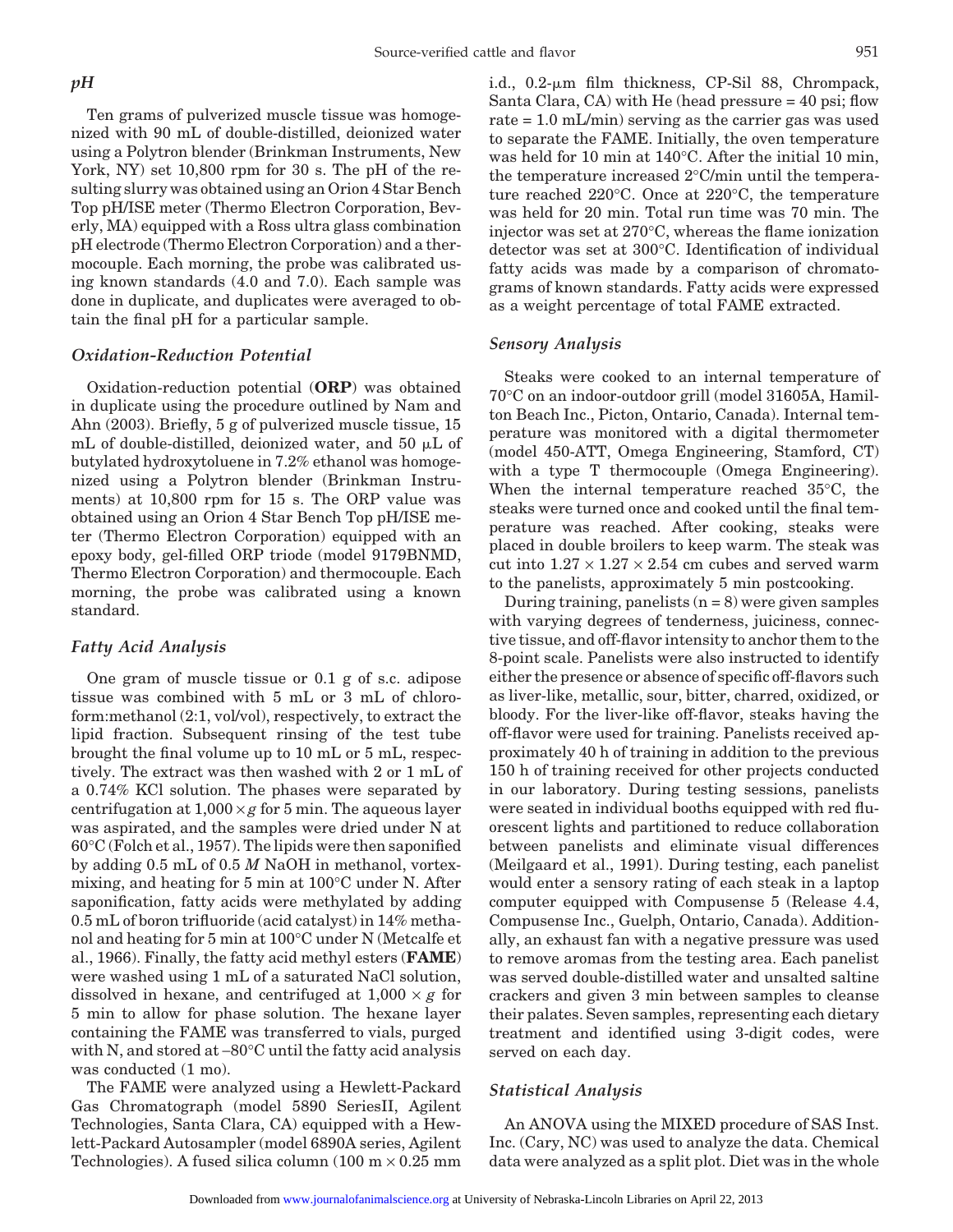### *pH*

Ten grams of pulverized muscle tissue was homogenized with 90 mL of double-distilled, deionized water using a Polytron blender (Brinkman Instruments, New York, NY) set 10,800 rpm for 30 s. The pH of the resulting slurry was obtained using an Orion 4 Star Bench Top pH/ISE meter (Thermo Electron Corporation, Beverly, MA) equipped with a Ross ultra glass combination pH electrode (Thermo Electron Corporation) and a thermocouple. Each morning, the probe was calibrated using known standards (4.0 and 7.0). Each sample was done in duplicate, and duplicates were averaged to obtain the final pH for a particular sample.

### *Oxidation-Reduction Potential*

Oxidation-reduction potential (**ORP**) was obtained in duplicate using the procedure outlined by Nam and Ahn (2003). Briefly, 5 g of pulverized muscle tissue, 15 mL of double-distilled, deionized water, and 50 μL of butylated hydroxytoluene in 7.2% ethanol was homogenized using a Polytron blender (Brinkman Instruments) at 10,800 rpm for 15 s. The ORP value was obtained using an Orion 4 Star Bench Top pH/ISE meter (Thermo Electron Corporation) equipped with an epoxy body, gel-filled ORP triode (model 9179BNMD, Thermo Electron Corporation) and thermocouple. Each morning, the probe was calibrated using a known standard.

### *Fatty Acid Analysis*

One gram of muscle tissue or 0.1 g of s.c. adipose tissue was combined with 5 mL or 3 mL of chloroform:methanol (2:1, vol/vol), respectively, to extract the lipid fraction. Subsequent rinsing of the test tube brought the final volume up to 10 mL or 5 mL, respectively. The extract was then washed with 2 or 1 mL of a 0.74% KCl solution. The phases were separated by centrifugation at $1,000 \times g$ for 5 min. The aqueous layer was aspirated, and the samples were dried under N at 60°C (Folch et al., 1957). The lipids were then saponified by adding 0.5 mL of 0.5 *M* NaOH in methanol, vortex-mixing, and heating for 5 min at 100°C under N. After saponification, fatty acids were methylated by adding 0.5 mL of boron trifluoride (acid catalyst) in 14% methanol and heating for 5 min at 100°C under N (Metcalfe et al., 1966). Finally, the fatty acid methyl esters (**FAME**) were washed using 1 mL of a saturated NaCl solution, dissolved in hexane, and centrifuged at $1,000 \times g$ for 5 min to allow for phase solution. The hexane layer containing the FAME was transferred to vials, purged with N, and stored at –80°C until the fatty acid analysis was conducted (1 mo).

The FAME were analyzed using a Hewlett-Packard Gas Chromatograph (model 5890 SeriesII, Agilent Technologies, Santa Clara, CA) equipped with a Hewlett-Packard Autosampler (model 6890A series, Agilent Technologies). A fused silica column (100 m × 0.25 mm i.d., 0.2-μm film thickness, CP-Sil 88, Chrompack, Santa Clara, CA) with He (head pressure = 40 psi; flow rate = 1.0 mL/min) serving as the carrier gas was used to separate the FAME. Initially, the oven temperature was held for 10 min at 140°C. After the initial 10 min, the temperature increased 2°C/min until the temperature reached 220°C. Once at 220°C, the temperature was held for 20 min. Total run time was 70 min. The injector was set at 270°C, whereas the flame ionization detector was set at 300°C. Identification of individual fatty acids was made by a comparison of chromatograms of known standards. Fatty acids were expressed as a weight percentage of total FAME extracted.

### *Sensory Analysis*

Steaks were cooked to an internal temperature of 70°C on an indoor-outdoor grill (model 31605A, Hamilton Beach Inc., Picton, Ontario, Canada). Internal temperature was monitored with a digital thermometer (model 450-ATT, Omega Engineering, Stamford, CT) with a type T thermocouple (Omega Engineering). When the internal temperature reached 35°C, the steaks were turned once and cooked until the final temperature was reached. After cooking, steaks were placed in double broilers to keep warm. The steak was cut into 1.27 × 1.27 × 2.54 cm cubes and served warm to the panelists, approximately 5 min postcooking.

During training, panelists (n = 8) were given samples with varying degrees of tenderness, juiciness, connective tissue, and off-flavor intensity to anchor them to the 8-point scale. Panelists were also instructed to identify either the presence or absence of specific off-flavors such as liver-like, metallic, sour, bitter, charred, oxidized, or bloody. For the liver-like off-flavor, steaks having the off-flavor were used for training. Panelists received approximately 40 h of training in addition to the previous 150 h of training received for other projects conducted in our laboratory. During testing sessions, panelists were seated in individual booths equipped with red fluorescent lights and partitioned to reduce collaboration between panelists and eliminate visual differences (Meilgaard et al., 1991). During testing, each panelist would enter a sensory rating of each steak in a laptop computer equipped with Compusense 5 (Release 4.4, Compusense Inc., Guelph, Ontario, Canada). Additionally, an exhaust fan with a negative pressure was used to remove aromas from the testing area. Each panelist was served double-distilled water and unsalted saltine crackers and given 3 min between samples to cleanse their palates. Seven samples, representing each dietary treatment and identified using 3-digit codes, were served on each day.

### *Statistical Analysis*

An ANOVA using the MIXED procedure of SAS Inst. Inc. (Cary, NC) was used to analyze the data. Chemical data were analyzed as a split plot. Diet was in the whole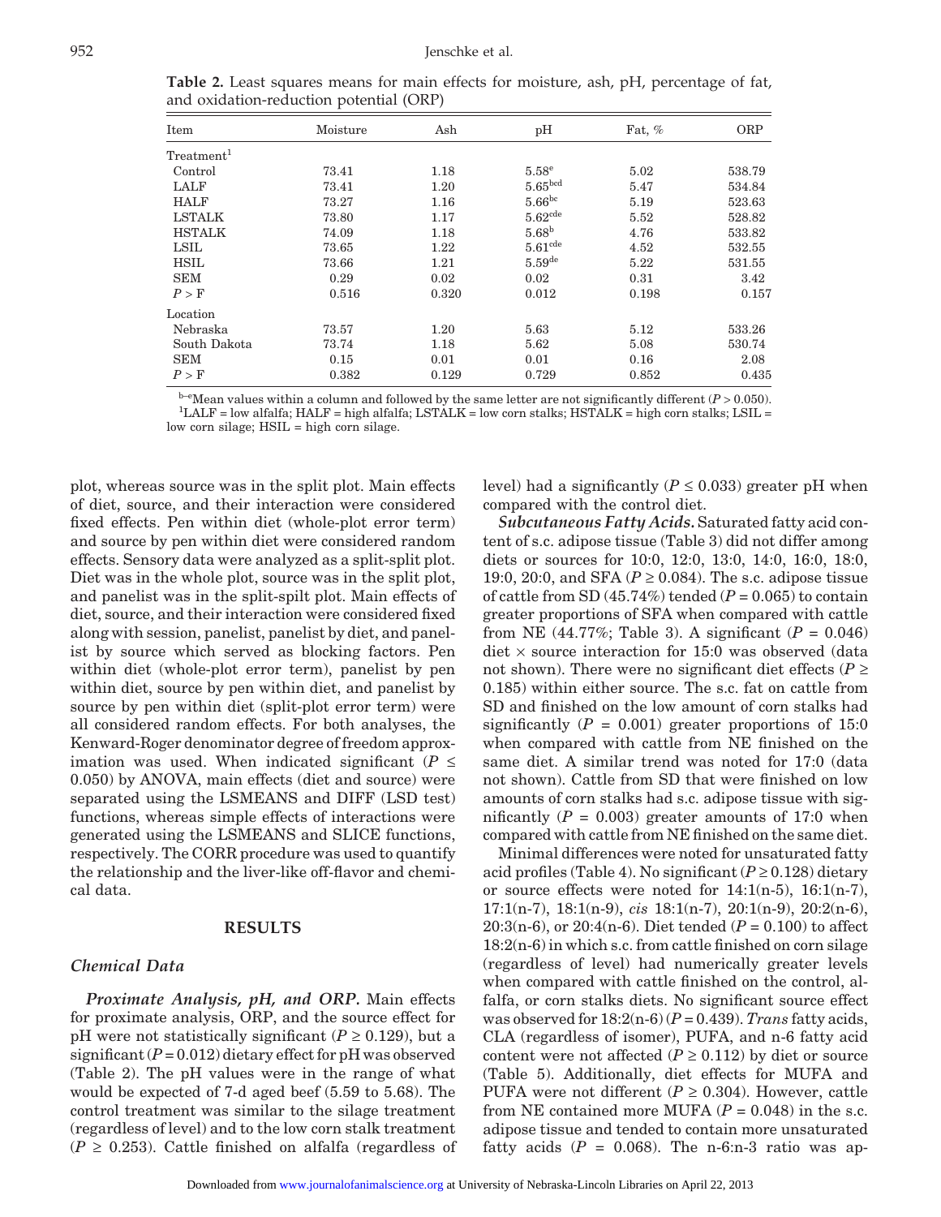**Table 2.** Least squares means for main effects for moisture, ash, pH, percentage of fat, and oxidation-reduction potential (ORP)

| Item | Moisture | Ash | pH | Fat, % | ORP |
|---|---|---|---|---|---|
| Treatment[1] | | | | | |
| Control | 73.41 | 1.18 | 5.58[e] | 5.02 | 538.79 |
| LALF | 73.41 | 1.20 | 5.65[bcd] | 5.47 | 534.84 |
| HALF | 73.27 | 1.16 | 5.66[bc] | 5.19 | 523.63 |
| LSTALK | 73.80 | 1.17 | 5.62[cde] | 5.52 | 528.82 |
| HSTALK | 74.09 | 1.18 | 5.68[b] | 4.76 | 533.82 |
| LSIL | 73.65 | 1.22 | 5.61[cde] | 4.52 | 532.55 |
| HSIL | 73.66 | 1.21 | 5.59[de] | 5.22 | 531.55 |
| SEM | 0.29 | 0.02 | 0.02 | 0.31 | 3.42 |
| $P > F$ | 0.516 | 0.320 | 0.012 | 0.198 | 0.157 |
| Location | | | | | |
| Nebraska | 73.57 | 1.20 | 5.63 | 5.12 | 533.26 |
| South Dakota | 73.74 | 1.18 | 5.62 | 5.08 | 530.74 |
| SEM | 0.15 | 0.01 | 0.01 | 0.16 | 2.08 |
| $P > F$ | 0.382 | 0.129 | 0.729 | 0.852 | 0.435 |

[b–e]Mean values within a column and followed by the same letter are not significantly different ($P > 0.050$).
[1]LALF = low alfalfa; HALF = high alfalfa; LSTALK = low corn stalks; HSTALK = high corn stalks; LSIL = low corn silage; HSIL = high corn silage.

plot, whereas source was in the split plot. Main effects of diet, source, and their interaction were considered fixed effects. Pen within diet (whole-plot error term) and source by pen within diet were considered random effects. Sensory data were analyzed as a split-split plot. Diet was in the whole plot, source was in the split plot, and panelist was in the split-spilt plot. Main effects of diet, source, and their interaction were considered fixed along with session, panelist, panelist by diet, and panelist by source which served as blocking factors. Pen within diet (whole-plot error term), panelist by pen within diet, source by pen within diet, and panelist by source by pen within diet (split-plot error term) were all considered random effects. For both analyses, the Kenward-Roger denominator degree of freedom approximation was used. When indicated significant ($P \leq 0.050$) by ANOVA, main effects (diet and source) were separated using the LSMEANS and DIFF (LSD test) functions, whereas simple effects of interactions were generated using the LSMEANS and SLICE functions, respectively. The CORR procedure was used to quantify the relationship and the liver-like off-flavor and chemical data.

## RESULTS

### Chemical Data

***Proximate Analysis, pH, and ORP.*** Main effects for proximate analysis, ORP, and the source effect for pH were not statistically significant ($P \geq 0.129$), but a significant ($P = 0.012$) dietary effect for pH was observed (Table 2). The pH values were in the range of what would be expected of 7-d aged beef (5.59 to 5.68). The control treatment was similar to the silage treatment (regardless of level) and to the low corn stalk treatment ($P \geq 0.253$). Cattle finished on alfalfa (regardless of level) had a significantly ($P \leq 0.033$) greater pH when compared with the control diet.

***Subcutaneous Fatty Acids.*** Saturated fatty acid content of s.c. adipose tissue (Table 3) did not differ among diets or sources for 10:0, 12:0, 13:0, 14:0, 16:0, 18:0, 19:0, 20:0, and SFA ($P \geq 0.084$). The s.c. adipose tissue of cattle from SD (45.74%) tended ($P = 0.065$) to contain greater proportions of SFA when compared with cattle from NE (44.77%; Table 3). A significant ($P = 0.046$) diet × source interaction for 15:0 was observed (data not shown). There were no significant diet effects ($P \geq 0.185$) within either source. The s.c. fat on cattle from SD and finished on the low amount of corn stalks had significantly ($P = 0.001$) greater proportions of 15:0 when compared with cattle from NE finished on the same diet. A similar trend was noted for 17:0 (data not shown). Cattle from SD that were finished on low amounts of corn stalks had s.c. adipose tissue with significantly ($P = 0.003$) greater amounts of 17:0 when compared with cattle from NE finished on the same diet.

Minimal differences were noted for unsaturated fatty acid profiles (Table 4). No significant ($P \geq 0.128$) dietary or source effects were noted for 14:1(n-5), 16:1(n-7), 17:1(n-7), 18:1(n-9), *cis* 18:1(n-7), 20:1(n-9), 20:2(n-6), 20:3(n-6), or 20:4(n-6). Diet tended ($P = 0.100$) to affect 18:2(n-6) in which s.c. from cattle finished on corn silage (regardless of level) had numerically greater levels when compared with cattle finished on the control, alfalfa, or corn stalks diets. No significant source effect was observed for 18:2(n-6) ($P = 0.439$). *Trans* fatty acids, CLA (regardless of isomer), PUFA, and n-6 fatty acid content were not affected ($P \geq 0.112$) by diet or source (Table 5). Additionally, diet effects for MUFA and PUFA were not different ($P \geq 0.304$). However, cattle from NE contained more MUFA ($P = 0.048$) in the s.c. adipose tissue and tended to contain more unsaturated fatty acids ($P = 0.068$). The n-6:n-3 ratio was ap-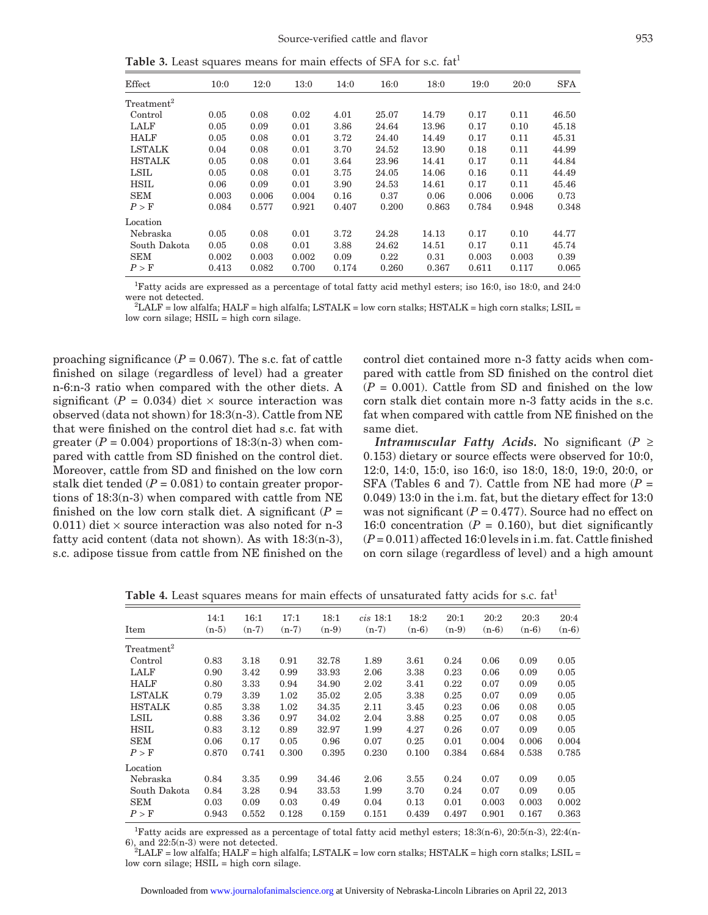**Table 3.** Least squares means for main effects of SFA for s.c. fat[1]

| Effect | 10:0 | 12:0 | 13:0 | 14:0 | 16:0 | 18:0 | 19:0 | 20:0 | SFA |
|---|---|---|---|---|---|---|---|---|---|
| Treatment[2] | | | | | | | | | |
| Control | 0.05 | 0.08 | 0.02 | 4.01 | 25.07 | 14.79 | 0.17 | 0.11 | 46.50 |
| LALF | 0.05 | 0.09 | 0.01 | 3.86 | 24.64 | 13.96 | 0.17 | 0.10 | 45.18 |
| HALF | 0.05 | 0.08 | 0.01 | 3.72 | 24.40 | 14.49 | 0.17 | 0.11 | 45.31 |
| LSTALK | 0.04 | 0.08 | 0.01 | 3.70 | 24.52 | 13.90 | 0.18 | 0.11 | 44.99 |
| HSTALK | 0.05 | 0.08 | 0.01 | 3.64 | 23.96 | 14.41 | 0.17 | 0.11 | 44.84 |
| LSIL | 0.05 | 0.08 | 0.01 | 3.75 | 24.05 | 14.06 | 0.16 | 0.11 | 44.49 |
| HSIL | 0.06 | 0.09 | 0.01 | 3.90 | 24.53 | 14.61 | 0.17 | 0.11 | 45.46 |
| SEM | 0.003 | 0.006 | 0.004 | 0.16 | 0.37 | 0.06 | 0.006 | 0.006 | 0.73 |
| $P > F$ | 0.084 | 0.577 | 0.921 | 0.407 | 0.200 | 0.863 | 0.784 | 0.948 | 0.348 |
| Location | | | | | | | | | |
| Nebraska | 0.05 | 0.08 | 0.01 | 3.72 | 24.28 | 14.13 | 0.17 | 0.10 | 44.77 |
| South Dakota | 0.05 | 0.08 | 0.01 | 3.88 | 24.62 | 14.51 | 0.17 | 0.11 | 45.74 |
| SEM | 0.002 | 0.003 | 0.002 | 0.09 | 0.22 | 0.31 | 0.003 | 0.003 | 0.39 |
| $P > F$ | 0.413 | 0.082 | 0.700 | 0.174 | 0.260 | 0.367 | 0.611 | 0.117 | 0.065 |

[1]Fatty acids are expressed as a percentage of total fatty acid methyl esters; iso 16:0, iso 18:0, and 24:0 were not detected.
[2]LALF = low alfalfa; HALF = high alfalfa; LSTALK = low corn stalks; HSTALK = high corn stalks; LSIL = low corn silage; HSIL = high corn silage.

proaching significance ($P = 0.067$). The s.c. fat of cattle finished on silage (regardless of level) had a greater n-6:n-3 ratio when compared with the other diets. A significant ($P = 0.034$) diet × source interaction was observed (data not shown) for 18:3(n-3). Cattle from NE that were finished on the control diet had s.c. fat with greater ($P = 0.004$) proportions of 18:3(n-3) when compared with cattle from SD finished on the control diet. Moreover, cattle from SD and finished on the low corn stalk diet tended ($P = 0.081$) to contain greater proportions of 18:3(n-3) when compared with cattle from NE finished on the low corn stalk diet. A significant ($P = 0.011$) diet × source interaction was also noted for n-3 fatty acid content (data not shown). As with 18:3(n-3), s.c. adipose tissue from cattle from NE finished on the control diet contained more n-3 fatty acids when compared with cattle from SD finished on the control diet ($P = 0.001$). Cattle from SD and finished on the low corn stalk diet contain more n-3 fatty acids in the s.c. fat when compared with cattle from NE finished on the same diet.

***Intramuscular Fatty Acids.*** No significant ($P \geq 0.153$) dietary or source effects were observed for 10:0, 12:0, 14:0, 15:0, iso 16:0, iso 18:0, 18:0, 19:0, 20:0, or SFA (Tables 6 and 7). Cattle from NE had more ($P = 0.049$) 13:0 in the i.m. fat, but the dietary effect for 13:0 was not significant ($P = 0.477$). Source had no effect on 16:0 concentration ($P = 0.160$), but diet significantly ($P = 0.011$) affected 16:0 levels in i.m. fat. Cattle finished on corn silage (regardless of level) and a high amount

**Table 4.** Least squares means for main effects of unsaturated fatty acids for s.c. fat[1]

| Item | 14:1 (n-5) | 16:1 (n-7) | 17:1 (n-7) | 18:1 (n-9) | *cis* 18:1 (n-7) | 18:2 (n-6) | 20:1 (n-9) | 20:2 (n-6) | 20:3 (n-6) | 20:4 (n-6) |
|---|---|---|---|---|---|---|---|---|---|---|
| Treatment[2] | | | | | | | | | | |
| Control | 0.83 | 3.18 | 0.91 | 32.78 | 1.89 | 3.61 | 0.24 | 0.06 | 0.09 | 0.05 |
| LALF | 0.90 | 3.42 | 0.99 | 33.93 | 2.06 | 3.38 | 0.23 | 0.06 | 0.09 | 0.05 |
| HALF | 0.80 | 3.33 | 0.94 | 34.90 | 2.02 | 3.41 | 0.22 | 0.07 | 0.09 | 0.05 |
| LSTALK | 0.79 | 3.39 | 1.02 | 35.02 | 2.05 | 3.38 | 0.25 | 0.07 | 0.09 | 0.05 |
| HSTALK | 0.85 | 3.38 | 1.02 | 34.35 | 2.11 | 3.45 | 0.23 | 0.06 | 0.08 | 0.05 |
| LSIL | 0.88 | 3.36 | 0.97 | 34.02 | 2.04 | 3.88 | 0.25 | 0.07 | 0.08 | 0.05 |
| HSIL | 0.83 | 3.12 | 0.89 | 32.97 | 1.99 | 4.27 | 0.26 | 0.07 | 0.09 | 0.05 |
| SEM | 0.06 | 0.17 | 0.05 | 0.96 | 0.07 | 0.25 | 0.01 | 0.004 | 0.006 | 0.004 |
| $P > F$ | 0.870 | 0.741 | 0.300 | 0.395 | 0.230 | 0.100 | 0.384 | 0.684 | 0.538 | 0.785 |
| Location | | | | | | | | | | |
| Nebraska | 0.84 | 3.35 | 0.99 | 34.46 | 2.06 | 3.55 | 0.24 | 0.07 | 0.09 | 0.05 |
| South Dakota | 0.84 | 3.28 | 0.94 | 33.53 | 1.99 | 3.70 | 0.24 | 0.07 | 0.09 | 0.05 |
| SEM | 0.03 | 0.09 | 0.03 | 0.49 | 0.04 | 0.13 | 0.01 | 0.003 | 0.003 | 0.002 |
| $P > F$ | 0.943 | 0.552 | 0.128 | 0.159 | 0.151 | 0.439 | 0.497 | 0.901 | 0.167 | 0.363 |

[1]Fatty acids are expressed as a percentage of total fatty acid methyl esters; 18:3(n-6), 20:5(n-3), 22:4(n-6), and 22:5(n-3) were not detected.
[2]LALF = low alfalfa; HALF = high alfalfa; LSTALK = low corn stalks; HSTALK = high corn stalks; LSIL = low corn silage; HSIL = high corn silage.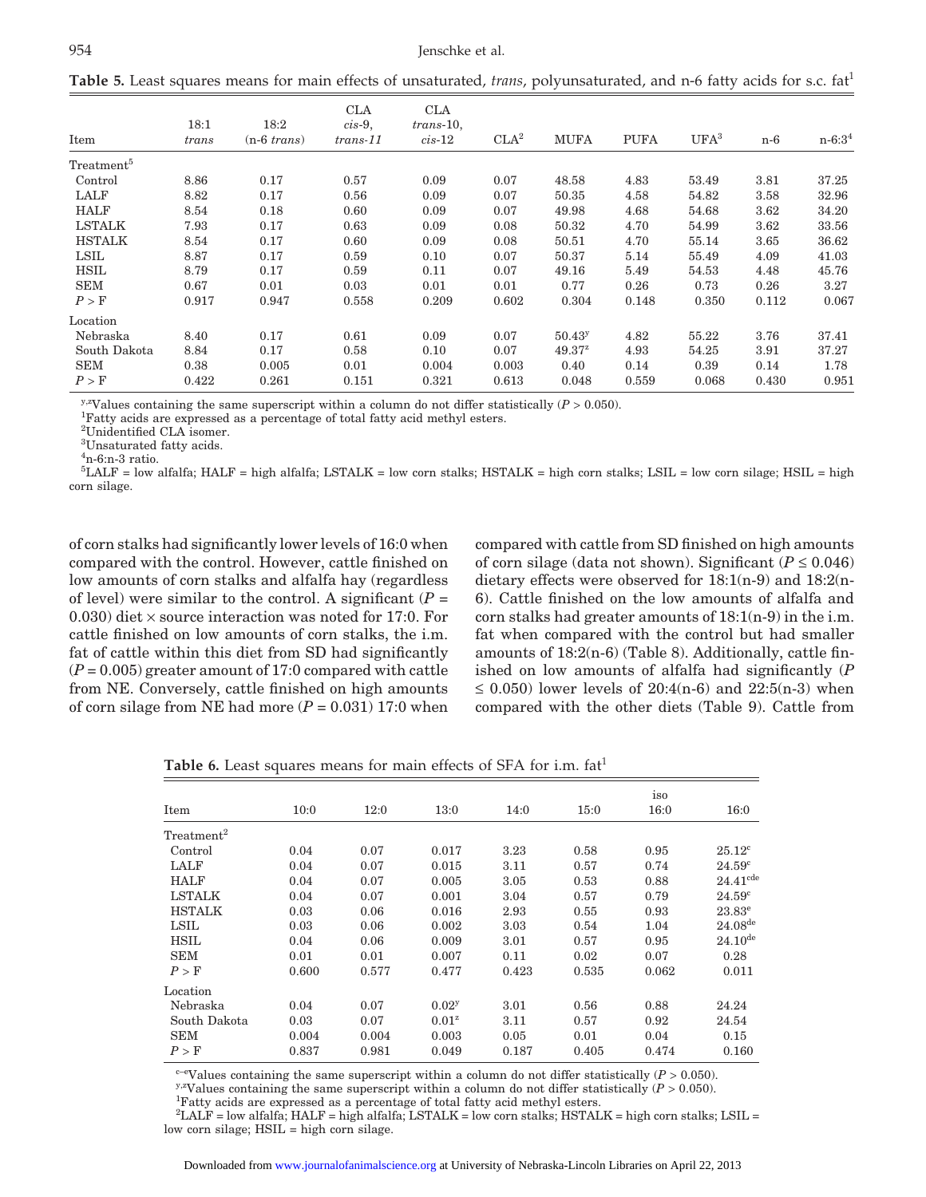**Table 5.** Least squares means for main effects of unsaturated, *trans*, polyunsaturated, and n-6 fatty acids for s.c. fat[1]

| Item | 18:1 *trans* | 18:2 (n-6 *trans*) | CLA *cis*-9, *trans*-11 | CLA *trans*-10, *cis*-12 | CLA[2] | MUFA | PUFA | UFA[3] | n-6 | n-6:3[4] |
|---|---|---|---|---|---|---|---|---|---|---|
| Treatment[5] | | | | | | | | | | |
| Control | 8.86 | 0.17 | 0.57 | 0.09 | 0.07 | 48.58 | 4.83 | 53.49 | 3.81 | 37.25 |
| LALF | 8.82 | 0.17 | 0.56 | 0.09 | 0.07 | 50.35 | 4.58 | 54.82 | 3.58 | 32.96 |
| HALF | 8.54 | 0.18 | 0.60 | 0.09 | 0.07 | 49.98 | 4.68 | 54.68 | 3.62 | 34.20 |
| LSTALK | 7.93 | 0.17 | 0.63 | 0.09 | 0.08 | 50.32 | 4.70 | 54.99 | 3.62 | 33.56 |
| HSTALK | 8.54 | 0.17 | 0.60 | 0.09 | 0.08 | 50.51 | 4.70 | 55.14 | 3.65 | 36.62 |
| LSIL | 8.87 | 0.17 | 0.59 | 0.10 | 0.07 | 50.37 | 5.14 | 55.49 | 4.09 | 41.03 |
| HSIL | 8.79 | 0.17 | 0.59 | 0.11 | 0.07 | 49.16 | 5.49 | 54.53 | 4.48 | 45.76 |
| SEM | 0.67 | 0.01 | 0.03 | 0.01 | 0.01 | 0.77 | 0.26 | 0.73 | 0.26 | 3.27 |
| *P* > F | 0.917 | 0.947 | 0.558 | 0.209 | 0.602 | 0.304 | 0.148 | 0.350 | 0.112 | 0.067 |
| Location | | | | | | | | | | |
| Nebraska | 8.40 | 0.17 | 0.61 | 0.09 | 0.07 | 50.43[y] | 4.82 | 55.22 | 3.76 | 37.41 |
| South Dakota | 8.84 | 0.17 | 0.58 | 0.10 | 0.07 | 49.37[z] | 4.93 | 54.25 | 3.91 | 37.27 |
| SEM | 0.38 | 0.005 | 0.01 | 0.004 | 0.003 | 0.40 | 0.14 | 0.39 | 0.14 | 1.78 |
| *P* > F | 0.422 | 0.261 | 0.151 | 0.321 | 0.613 | 0.048 | 0.559 | 0.068 | 0.430 | 0.951 |

[y,z]Values containing the same superscript within a column do not differ statistically ($P > 0.050$).
[1]Fatty acids are expressed as a percentage of total fatty acid methyl esters.
[2]Unidentified CLA isomer.
[3]Unsaturated fatty acids.
[4]n-6:n-3 ratio.
[5]LALF = low alfalfa; HALF = high alfalfa; LSTALK = low corn stalks; HSTALK = high corn stalks; LSIL = low corn silage; HSIL = high corn silage.

of corn stalks had significantly lower levels of 16:0 when compared with the control. However, cattle finished on low amounts of corn stalks and alfalfa hay (regardless of level) were similar to the control. A significant ($P$ = 0.030) diet × source interaction was noted for 17:0. For cattle finished on low amounts of corn stalks, the i.m. fat of cattle within this diet from SD had significantly ($P$ = 0.005) greater amount of 17:0 compared with cattle from NE. Conversely, cattle finished on high amounts of corn silage from NE had more ($P$ = 0.031) 17:0 when compared with cattle from SD finished on high amounts of corn silage (data not shown). Significant ($P \le 0.046$) dietary effects were observed for 18:1(n-9) and 18:2(n-6). Cattle finished on the low amounts of alfalfa and corn stalks had greater amounts of 18:1(n-9) in the i.m. fat when compared with the control but had smaller amounts of 18:2(n-6) (Table 8). Additionally, cattle finished on low amounts of alfalfa had significantly ($P \le 0.050$) lower levels of 20:4(n-6) and 22:5(n-3) when compared with the other diets (Table 9). Cattle from

**Table 6.** Least squares means for main effects of SFA for i.m. fat[1]

| Item | 10:0 | 12:0 | 13:0 | 14:0 | 15:0 | iso 16:0 | 16:0 |
|---|---|---|---|---|---|---|---|
| Treatment[2] | | | | | | | |
| Control | 0.04 | 0.07 | 0.017 | 3.23 | 0.58 | 0.95 | 25.12[c] |
| LALF | 0.04 | 0.07 | 0.015 | 3.11 | 0.57 | 0.74 | 24.59[c] |
| HALF | 0.04 | 0.07 | 0.005 | 3.05 | 0.53 | 0.88 | 24.41[cde] |
| LSTALK | 0.04 | 0.07 | 0.001 | 3.04 | 0.57 | 0.79 | 24.59[c] |
| HSTALK | 0.03 | 0.06 | 0.016 | 2.93 | 0.55 | 0.93 | 23.83[e] |
| LSIL | 0.03 | 0.06 | 0.002 | 3.03 | 0.54 | 1.04 | 24.08[de] |
| HSIL | 0.04 | 0.06 | 0.009 | 3.01 | 0.57 | 0.95 | 24.10[de] |
| SEM | 0.01 | 0.01 | 0.007 | 0.11 | 0.02 | 0.07 | 0.28 |
| *P* > F | 0.600 | 0.577 | 0.477 | 0.423 | 0.535 | 0.062 | 0.011 |
| Location | | | | | | | |
| Nebraska | 0.04 | 0.07 | 0.02[y] | 3.01 | 0.56 | 0.88 | 24.24 |
| South Dakota | 0.03 | 0.07 | 0.01[z] | 3.11 | 0.57 | 0.92 | 24.54 |
| SEM | 0.004 | 0.004 | 0.003 | 0.05 | 0.01 | 0.04 | 0.15 |
| *P* > F | 0.837 | 0.981 | 0.049 | 0.187 | 0.405 | 0.474 | 0.160 |

[c–e]Values containing the same superscript within a column do not differ statistically ($P > 0.050$).
[y,z]Values containing the same superscript within a column do not differ statistically ($P > 0.050$).
[1]Fatty acids are expressed as a percentage of total fatty acid methyl esters.
[2]LALF = low alfalfa; HALF = high alfalfa; LSTALK = low corn stalks; HSTALK = high corn stalks; LSIL = low corn silage; HSIL = high corn silage.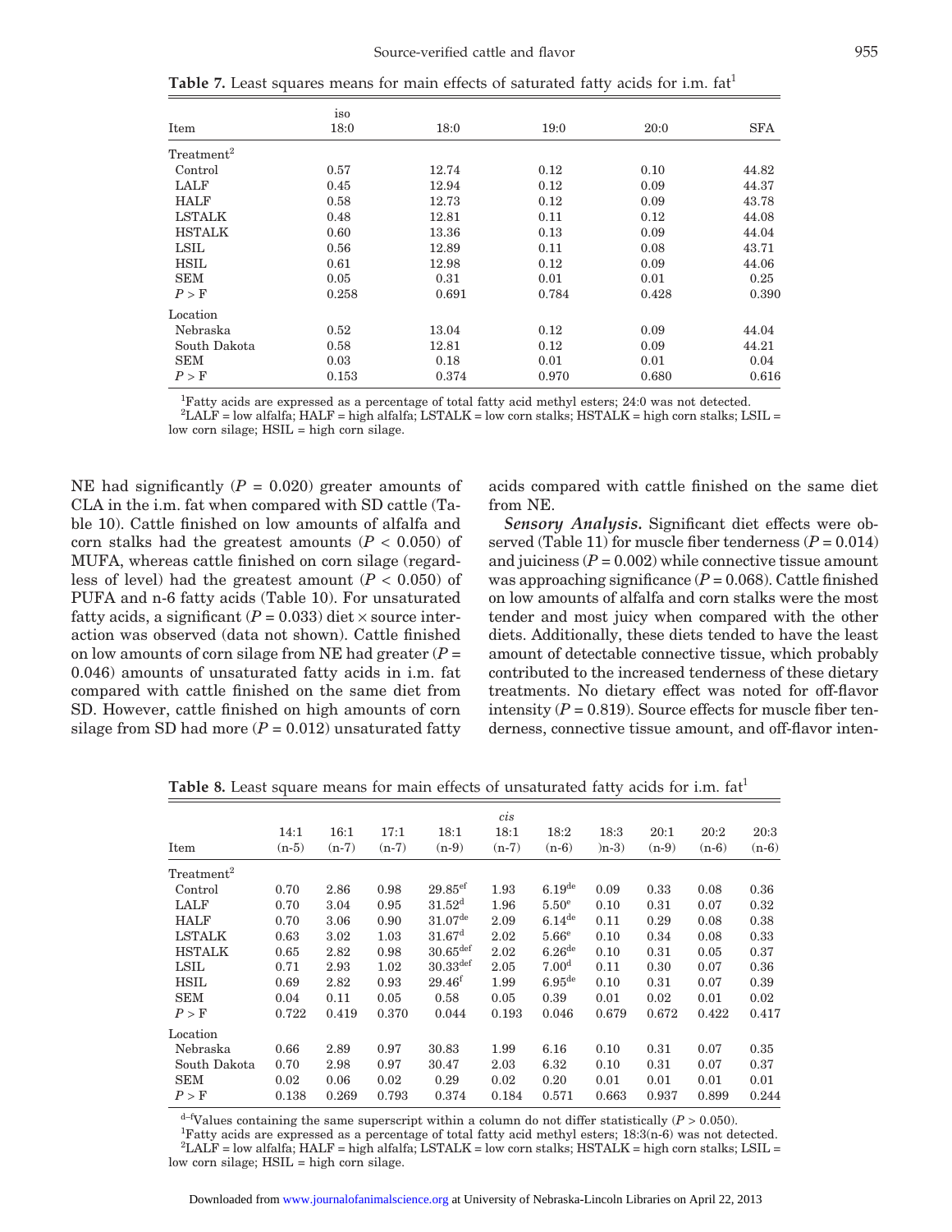**Table 7.** Least squares means for main effects of saturated fatty acids for i.m. fat[1]

| Item | iso 18:0 | 18:0 | 19:0 | 20:0 | SFA |
|---|---|---|---|---|---|
| Treatment[2] | | | | | |
| Control | 0.57 | 12.74 | 0.12 | 0.10 | 44.82 |
| LALF | 0.45 | 12.94 | 0.12 | 0.09 | 44.37 |
| HALF | 0.58 | 12.73 | 0.12 | 0.09 | 43.78 |
| LSTALK | 0.48 | 12.81 | 0.11 | 0.12 | 44.08 |
| HSTALK | 0.60 | 13.36 | 0.13 | 0.09 | 44.04 |
| LSIL | 0.56 | 12.89 | 0.11 | 0.08 | 43.71 |
| HSIL | 0.61 | 12.98 | 0.12 | 0.09 | 44.06 |
| SEM | 0.05 | 0.31 | 0.01 | 0.01 | 0.25 |
| $P > F$ | 0.258 | 0.691 | 0.784 | 0.428 | 0.390 |
| Location | | | | | |
| Nebraska | 0.52 | 13.04 | 0.12 | 0.09 | 44.04 |
| South Dakota | 0.58 | 12.81 | 0.12 | 0.09 | 44.21 |
| SEM | 0.03 | 0.18 | 0.01 | 0.01 | 0.04 |
| $P > F$ | 0.153 | 0.374 | 0.970 | 0.680 | 0.616 |

[1]Fatty acids are expressed as a percentage of total fatty acid methyl esters; 24:0 was not detected.
[2]LALF = low alfalfa; HALF = high alfalfa; LSTALK = low corn stalks; HSTALK = high corn stalks; LSIL = low corn silage; HSIL = high corn silage.

NE had significantly ($P$ = 0.020) greater amounts of CLA in the i.m. fat when compared with SD cattle (Table 10). Cattle finished on low amounts of alfalfa and corn stalks had the greatest amounts ($P$ < 0.050) of MUFA, whereas cattle finished on corn silage (regardless of level) had the greatest amount ($P$ < 0.050) of PUFA and n-6 fatty acids (Table 10). For unsaturated fatty acids, a significant ($P$ = 0.033) diet × source interaction was observed (data not shown). Cattle finished on low amounts of corn silage from NE had greater ($P$ = 0.046) amounts of unsaturated fatty acids in i.m. fat compared with cattle finished on the same diet from SD. However, cattle finished on high amounts of corn silage from SD had more ($P$ = 0.012) unsaturated fatty acids compared with cattle finished on the same diet from NE.

***Sensory Analysis.*** Significant diet effects were observed (Table 11) for muscle fiber tenderness ($P$ = 0.014) and juiciness ($P$ = 0.002) while connective tissue amount was approaching significance ($P$ = 0.068). Cattle finished on low amounts of alfalfa and corn stalks were the most tender and most juicy when compared with the other diets. Additionally, these diets tended to have the least amount of detectable connective tissue, which probably contributed to the increased tenderness of these dietary treatments. No dietary effect was noted for off-flavor intensity ($P$ = 0.819). Source effects for muscle fiber tenderness, connective tissue amount, and off-flavor inten-

**Table 8.** Least square means for main effects of unsaturated fatty acids for i.m. fat[1]

| Item | 14:1 (n-5) | 16:1 (n-7) | 17:1 (n-7) | 18:1 (n-9) | *cis* 18:1 (n-7) | 18:2 (n-6) | 18:3 )n-3) | 20:1 (n-9) | 20:2 (n-6) | 20:3 (n-6) |
|---|---|---|---|---|---|---|---|---|---|---|
| Treatment[2] | | | | | | | | | | |
| Control | 0.70 | 2.86 | 0.98 | 29.85[ef] | 1.93 | 6.19[de] | 0.09 | 0.33 | 0.08 | 0.36 |
| LALF | 0.70 | 3.04 | 0.95 | 31.52[d] | 1.96 | 5.50[e] | 0.10 | 0.31 | 0.07 | 0.32 |
| HALF | 0.70 | 3.06 | 0.90 | 31.07[de] | 2.09 | 6.14[de] | 0.11 | 0.29 | 0.08 | 0.38 |
| LSTALK | 0.63 | 3.02 | 1.03 | 31.67[d] | 2.02 | 5.66[e] | 0.10 | 0.34 | 0.08 | 0.33 |
| HSTALK | 0.65 | 2.82 | 0.98 | 30.65[def] | 2.02 | 6.26[de] | 0.10 | 0.31 | 0.05 | 0.37 |
| LSIL | 0.71 | 2.93 | 1.02 | 30.33[def] | 2.05 | 7.00[d] | 0.11 | 0.30 | 0.07 | 0.36 |
| HSIL | 0.69 | 2.82 | 0.93 | 29.46[f] | 1.99 | 6.95[de] | 0.10 | 0.31 | 0.07 | 0.39 |
| SEM | 0.04 | 0.11 | 0.05 | 0.58 | 0.05 | 0.39 | 0.01 | 0.02 | 0.01 | 0.02 |
| $P > F$ | 0.722 | 0.419 | 0.370 | 0.044 | 0.193 | 0.046 | 0.679 | 0.672 | 0.422 | 0.417 |
| Location | | | | | | | | | | |
| Nebraska | 0.66 | 2.89 | 0.97 | 30.83 | 1.99 | 6.16 | 0.10 | 0.31 | 0.07 | 0.35 |
| South Dakota | 0.70 | 2.98 | 0.97 | 30.47 | 2.03 | 6.32 | 0.10 | 0.31 | 0.07 | 0.37 |
| SEM | 0.02 | 0.06 | 0.02 | 0.29 | 0.02 | 0.20 | 0.01 | 0.01 | 0.01 | 0.01 |
| $P > F$ | 0.138 | 0.269 | 0.793 | 0.374 | 0.184 | 0.571 | 0.663 | 0.937 | 0.899 | 0.244 |

[d–f]Values containing the same superscript within a column do not differ statistically ($P$ > 0.050).
[1]Fatty acids are expressed as a percentage of total fatty acid methyl esters; 18:3(n-6) was not detected.
[2]LALF = low alfalfa; HALF = high alfalfa; LSTALK = low corn stalks; HSTALK = high corn stalks; LSIL = low corn silage; HSIL = high corn silage.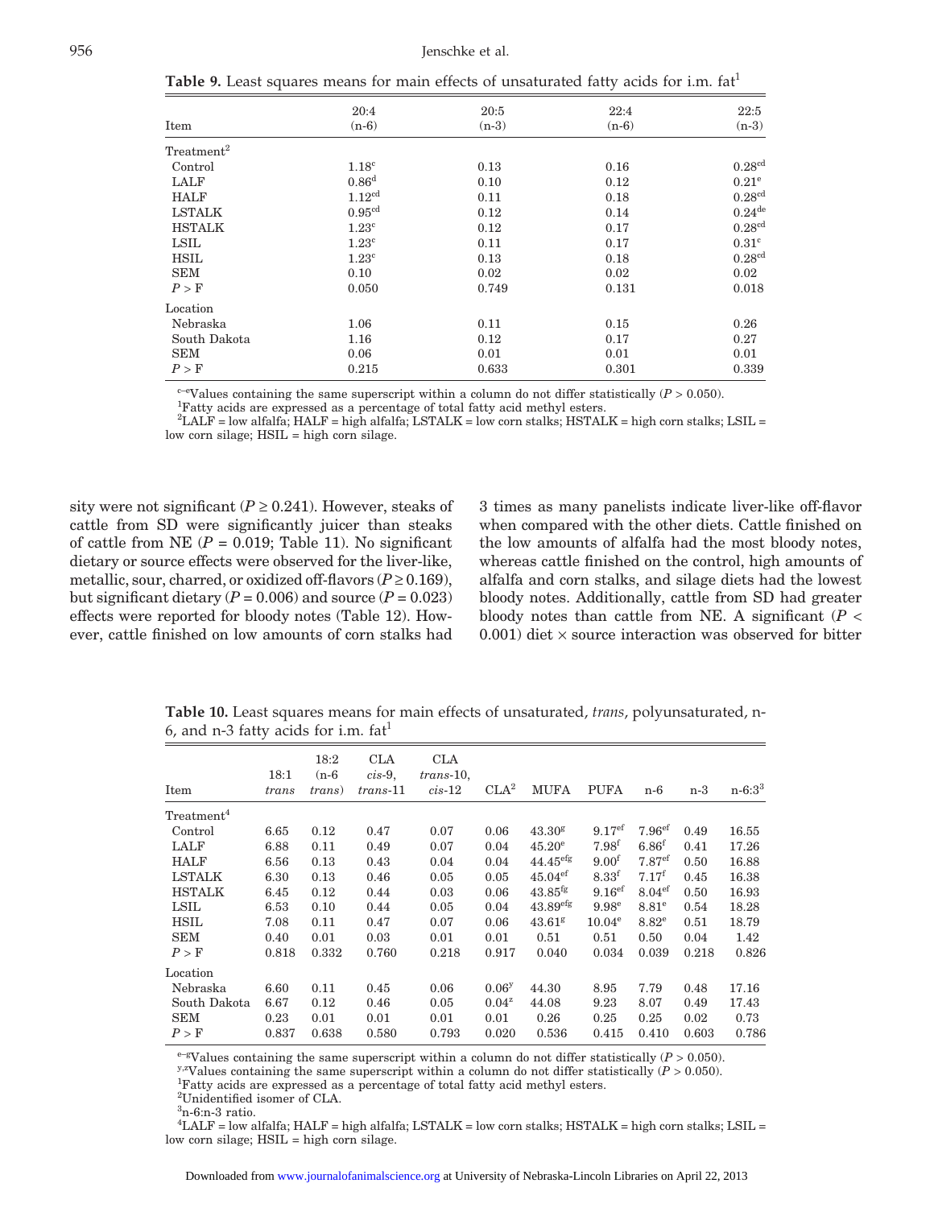**Table 9.** Least squares means for main effects of unsaturated fatty acids for i.m. fat[1]

| Item | 20:4 (n-6) | 20:5 (n-3) | 22:4 (n-6) | 22:5 (n-3) |
|---|---|---|---|---|
| Treatment[2] | | | | |
| Control | 1.18[c] | 0.13 | 0.16 | 0.28[cd] |
| LALF | 0.86[d] | 0.10 | 0.12 | 0.21[e] |
| HALF | 1.12[cd] | 0.11 | 0.18 | 0.28[cd] |
| LSTALK | 0.95[cd] | 0.12 | 0.14 | 0.24[de] |
| HSTALK | 1.23[c] | 0.12 | 0.17 | 0.28[cd] |
| LSIL | 1.23[c] | 0.11 | 0.17 | 0.31[c] |
| HSIL | 1.23[c] | 0.13 | 0.18 | 0.28[cd] |
| SEM | 0.10 | 0.02 | 0.02 | 0.02 |
| $P > F$ | 0.050 | 0.749 | 0.131 | 0.018 |
| Location | | | | |
| Nebraska | 1.06 | 0.11 | 0.15 | 0.26 |
| South Dakota | 1.16 | 0.12 | 0.17 | 0.27 |
| SEM | 0.06 | 0.01 | 0.01 | 0.01 |
| $P > F$ | 0.215 | 0.633 | 0.301 | 0.339 |

[c–e]Values containing the same superscript within a column do not differ statistically ($P > 0.050$).
[1]Fatty acids are expressed as a percentage of total fatty acid methyl esters.
[2]LALF = low alfalfa; HALF = high alfalfa; LSTALK = low corn stalks; HSTALK = high corn stalks; LSIL = low corn silage; HSIL = high corn silage.

sity were not significant ($P \geq 0.241$). However, steaks of cattle from SD were significantly juicer than steaks of cattle from NE ($P = 0.019$; Table 11). No significant dietary or source effects were observed for the liver-like, metallic, sour, charred, or oxidized off-flavors ($P \geq 0.169$), but significant dietary ($P = 0.006$) and source ($P = 0.023$) effects were reported for bloody notes (Table 12). However, cattle finished on low amounts of corn stalks had 3 times as many panelists indicate liver-like off-flavor when compared with the other diets. Cattle finished on the low amounts of alfalfa had the most bloody notes, whereas cattle finished on the control, high amounts of alfalfa and corn stalks, and silage diets had the lowest bloody notes. Additionally, cattle from SD had greater bloody notes than cattle from NE. A significant ($P < 0.001$) diet × source interaction was observed for bitter

**Table 10.** Least squares means for main effects of unsaturated, *trans*, polyunsaturated, n-6, and n-3 fatty acids for i.m. fat[1]

| Item | 18:1 *trans* | 18:2 (n-6 *trans*) | CLA *cis*-9, *trans*-11 | CLA *trans*-10, *cis*-12 | CLA[2] | MUFA | PUFA | n-6 | n-3 | n-6:3[3] |
|---|---|---|---|---|---|---|---|---|---|---|
| Treatment[4] | | | | | | | | | | |
| Control | 6.65 | 0.12 | 0.47 | 0.07 | 0.06 | 43.30[g] | 9.17[ef] | 7.96[ef] | 0.49 | 16.55 |
| LALF | 6.88 | 0.11 | 0.49 | 0.07 | 0.04 | 45.20[e] | 7.98[f] | 6.86[f] | 0.41 | 17.26 |
| HALF | 6.56 | 0.13 | 0.43 | 0.04 | 0.04 | 44.45[efg] | 9.00[f] | 7.87[ef] | 0.50 | 16.88 |
| LSTALK | 6.30 | 0.13 | 0.46 | 0.05 | 0.05 | 45.04[ef] | 8.33[f] | 7.17[f] | 0.45 | 16.38 |
| HSTALK | 6.45 | 0.12 | 0.44 | 0.03 | 0.06 | 43.85[fg] | 9.16[ef] | 8.04[ef] | 0.50 | 16.93 |
| LSIL | 6.53 | 0.10 | 0.44 | 0.05 | 0.04 | 43.89[efg] | 9.98[e] | 8.81[e] | 0.54 | 18.28 |
| HSIL | 7.08 | 0.11 | 0.47 | 0.07 | 0.06 | 43.61[g] | 10.04[e] | 8.82[e] | 0.51 | 18.79 |
| SEM | 0.40 | 0.01 | 0.03 | 0.01 | 0.01 | 0.51 | 0.51 | 0.50 | 0.04 | 1.42 |
| $P > F$ | 0.818 | 0.332 | 0.760 | 0.218 | 0.917 | 0.040 | 0.034 | 0.039 | 0.218 | 0.826 |
| Location | | | | | | | | | | |
| Nebraska | 6.60 | 0.11 | 0.45 | 0.06 | 0.06[y] | 44.30 | 8.95 | 7.79 | 0.48 | 17.16 |
| South Dakota | 6.67 | 0.12 | 0.46 | 0.05 | 0.04[z] | 44.08 | 9.23 | 8.07 | 0.49 | 17.43 |
| SEM | 0.23 | 0.01 | 0.01 | 0.01 | 0.01 | 0.26 | 0.25 | 0.25 | 0.02 | 0.73 |
| $P > F$ | 0.837 | 0.638 | 0.580 | 0.793 | 0.020 | 0.536 | 0.415 | 0.410 | 0.603 | 0.786 |

[e–g]Values containing the same superscript within a column do not differ statistically ($P > 0.050$).
[y,z]Values containing the same superscript within a column do not differ statistically ($P > 0.050$).
[1]Fatty acids are expressed as a percentage of total fatty acid methyl esters.
[2]Unidentified isomer of CLA.
[3]n-6:n-3 ratio.
[4]LALF = low alfalfa; HALF = high alfalfa; LSTALK = low corn stalks; HSTALK = high corn stalks; LSIL = low corn silage; HSIL = high corn silage.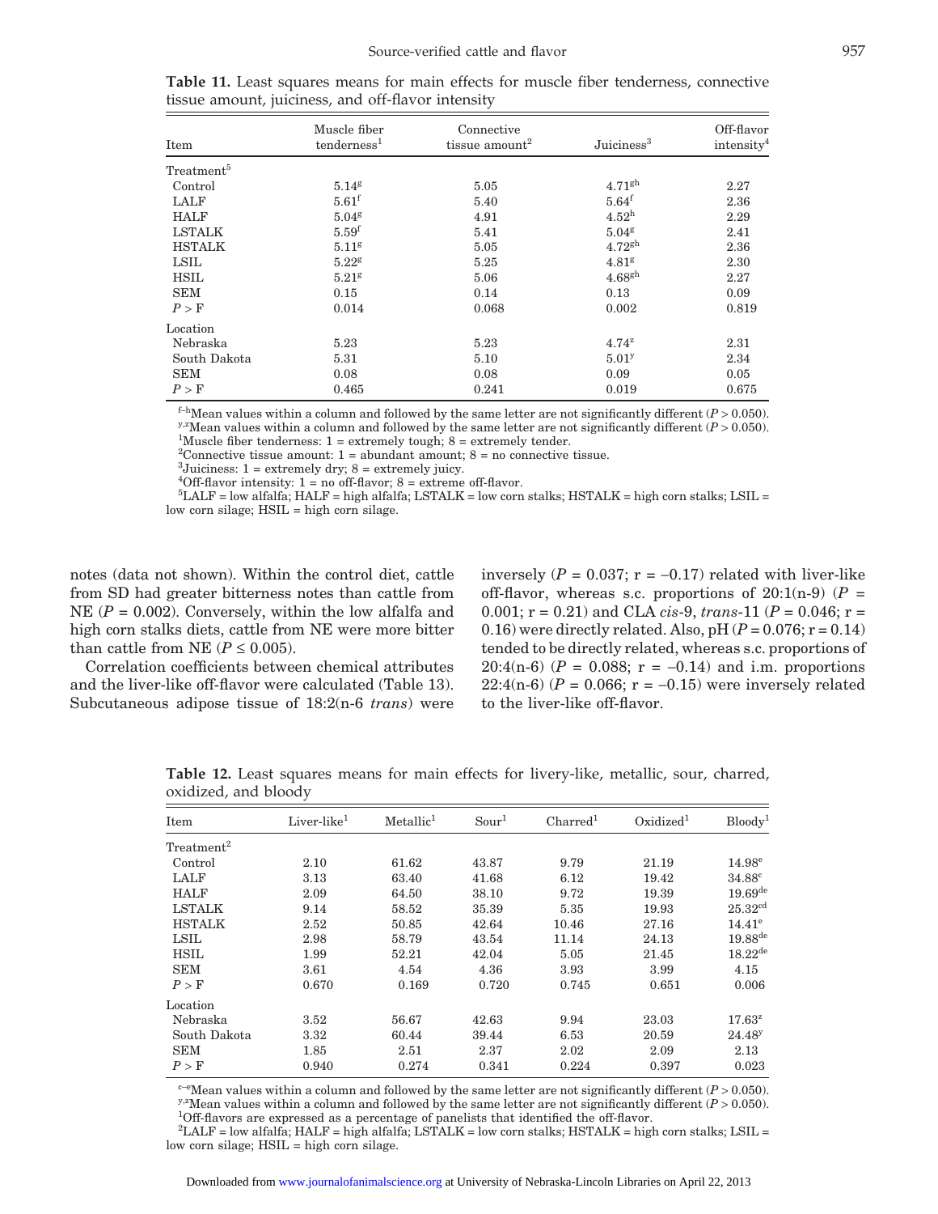**Table 11.** Least squares means for main effects for muscle fiber tenderness, connective tissue amount, juiciness, and off-flavor intensity

| Item | Muscle fiber tenderness[1] | Connective tissue amount[2] | Juiciness[3] | Off-flavor intensity[4] |
|---|---|---|---|---|
| Treatment[5] | | | | |
| Control | 5.14[g] | 5.05 | 4.71[gh] | 2.27 |
| LALF | 5.61[f] | 5.40 | 5.64[f] | 2.36 |
| HALF | 5.04[g] | 4.91 | 4.52[h] | 2.29 |
| LSTALK | 5.59[f] | 5.41 | 5.04[g] | 2.41 |
| HSTALK | 5.11[g] | 5.05 | 4.72[gh] | 2.36 |
| LSIL | 5.22[g] | 5.25 | 4.81[g] | 2.30 |
| HSIL | 5.21[g] | 5.06 | 4.68[gh] | 2.27 |
| SEM | 0.15 | 0.14 | 0.13 | 0.09 |
| $P > F$ | 0.014 | 0.068 | 0.002 | 0.819 |
| Location | | | | |
| Nebraska | 5.23 | 5.23 | 4.74[z] | 2.31 |
| South Dakota | 5.31 | 5.10 | 5.01[y] | 2.34 |
| SEM | 0.08 | 0.08 | 0.09 | 0.05 |
| $P > F$ | 0.465 | 0.241 | 0.019 | 0.675 |

[f–h]Mean values within a column and followed by the same letter are not significantly different ($P > 0.050$).
[y,z]Mean values within a column and followed by the same letter are not significantly different ($P > 0.050$).
[1]Muscle fiber tenderness: 1 = extremely tough; 8 = extremely tender.
[2]Connective tissue amount: 1 = abundant amount; 8 = no connective tissue.
[3]Juiciness: 1 = extremely dry; 8 = extremely juicy.
[4]Off-flavor intensity: 1 = no off-flavor; 8 = extreme off-flavor.
[5]LALF = low alfalfa; HALF = high alfalfa; LSTALK = low corn stalks; HSTALK = high corn stalks; LSIL = low corn silage; HSIL = high corn silage.

notes (data not shown). Within the control diet, cattle from SD had greater bitterness notes than cattle from NE ($P = 0.002$). Conversely, within the low alfalfa and high corn stalks diets, cattle from NE were more bitter than cattle from NE ($P \leq 0.005$).

Correlation coefficients between chemical attributes and the liver-like off-flavor were calculated (Table 13). Subcutaneous adipose tissue of 18:2(n-6 *trans*) were inversely ($P = 0.037$; r = –0.17) related with liver-like off-flavor, whereas s.c. proportions of 20:1(n-9) ($P = 0.001$; r = 0.21) and CLA *cis*-9, *trans*-11 ($P = 0.046$; r = 0.16) were directly related. Also, pH ($P = 0.076$; r = 0.14) tended to be directly related, whereas s.c. proportions of 20:4(n-6) ($P = 0.088$; r = –0.14) and i.m. proportions 22:4(n-6) ($P = 0.066$; r = –0.15) were inversely related to the liver-like off-flavor.

**Table 12.** Least squares means for main effects for livery-like, metallic, sour, charred, oxidized, and bloody

| Item | Liver-like[1] | Metallic[1] | Sour[1] | Charred[1] | Oxidized[1] | Bloody[1] |
|---|---|---|---|---|---|---|
| Treatment[2] | | | | | | |
| Control | 2.10 | 61.62 | 43.87 | 9.79 | 21.19 | 14.98[e] |
| LALF | 3.13 | 63.40 | 41.68 | 6.12 | 19.42 | 34.88[c] |
| HALF | 2.09 | 64.50 | 38.10 | 9.72 | 19.39 | 19.69[de] |
| LSTALK | 9.14 | 58.52 | 35.39 | 5.35 | 19.93 | 25.32[cd] |
| HSTALK | 2.52 | 50.85 | 42.64 | 10.46 | 27.16 | 14.41[e] |
| LSIL | 2.98 | 58.79 | 43.54 | 11.14 | 24.13 | 19.88[de] |
| HSIL | 1.99 | 52.21 | 42.04 | 5.05 | 21.45 | 18.22[de] |
| SEM | 3.61 | 4.54 | 4.36 | 3.93 | 3.99 | 4.15 |
| $P > F$ | 0.670 | 0.169 | 0.720 | 0.745 | 0.651 | 0.006 |
| Location | | | | | | |
| Nebraska | 3.52 | 56.67 | 42.63 | 9.94 | 23.03 | 17.63[z] |
| South Dakota | 3.32 | 60.44 | 39.44 | 6.53 | 20.59 | 24.48[y] |
| SEM | 1.85 | 2.51 | 2.37 | 2.02 | 2.09 | 2.13 |
| $P > F$ | 0.940 | 0.274 | 0.341 | 0.224 | 0.397 | 0.023 |

[c–e]Mean values within a column and followed by the same letter are not significantly different ($P > 0.050$).
[y,z]Mean values within a column and followed by the same letter are not significantly different ($P > 0.050$).
[1]Off-flavors are expressed as a percentage of panelists that identified the off-flavor.
[2]LALF = low alfalfa; HALF = high alfalfa; LSTALK = low corn stalks; HSTALK = high corn stalks; LSIL = low corn silage; HSIL = high corn silage.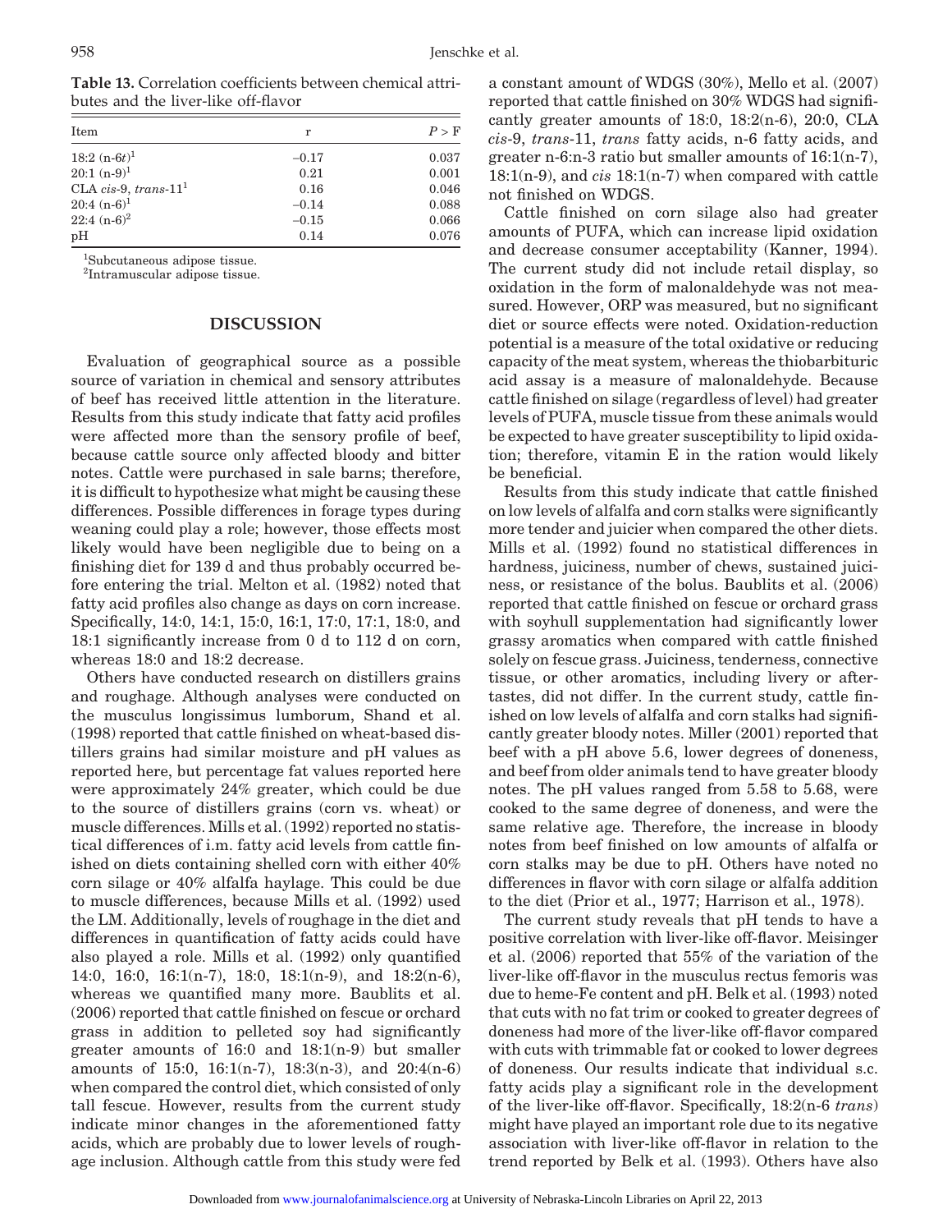**Table 13.** Correlation coefficients between chemical attributes and the liver-like off-flavor

| Item | r | P > F |
|---|---|---|
| 18:2 (n-6*t*)[1] | −0.17 | 0.037 |
| 20:1 (n-9)[1] | 0.21 | 0.001 |
| CLA *cis*-9, *trans*-11[1] | 0.16 | 0.046 |
| 20:4 (n-6)[1] | −0.14 | 0.088 |
| 22:4 (n-6)[2] | −0.15 | 0.066 |
| pH | 0.14 | 0.076 |

[1]Subcutaneous adipose tissue.

[2]Intramuscular adipose tissue.

## DISCUSSION

Evaluation of geographical source as a possible source of variation in chemical and sensory attributes of beef has received little attention in the literature. Results from this study indicate that fatty acid profiles were affected more than the sensory profile of beef, because cattle source only affected bloody and bitter notes. Cattle were purchased in sale barns; therefore, it is difficult to hypothesize what might be causing these differences. Possible differences in forage types during weaning could play a role; however, those effects most likely would have been negligible due to being on a finishing diet for 139 d and thus probably occurred before entering the trial. Melton et al. (1982) noted that fatty acid profiles also change as days on corn increase. Specifically, 14:0, 14:1, 15:0, 16:1, 17:0, 17:1, 18:0, and 18:1 significantly increase from 0 d to 112 d on corn, whereas 18:0 and 18:2 decrease.

Others have conducted research on distillers grains and roughage. Although analyses were conducted on the musculus longissimus lumborum, Shand et al. (1998) reported that cattle finished on wheat-based distillers grains had similar moisture and pH values as reported here, but percentage fat values reported here were approximately 24% greater, which could be due to the source of distillers grains (corn vs. wheat) or muscle differences. Mills et al. (1992) reported no statistical differences of i.m. fatty acid levels from cattle finished on diets containing shelled corn with either 40% corn silage or 40% alfalfa haylage. This could be due to muscle differences, because Mills et al. (1992) used the LM. Additionally, levels of roughage in the diet and differences in quantification of fatty acids could have also played a role. Mills et al. (1992) only quantified 14:0, 16:0, 16:1(n-7), 18:0, 18:1(n-9), and 18:2(n-6), whereas we quantified many more. Baublits et al. (2006) reported that cattle finished on fescue or orchard grass in addition to pelleted soy had significantly greater amounts of 16:0 and 18:1(n-9) but smaller amounts of 15:0, 16:1(n-7), 18:3(n-3), and 20:4(n-6) when compared the control diet, which consisted of only tall fescue. However, results from the current study indicate minor changes in the aforementioned fatty acids, which are probably due to lower levels of roughage inclusion. Although cattle from this study were fed a constant amount of WDGS (30%), Mello et al. (2007) reported that cattle finished on 30% WDGS had significantly greater amounts of 18:0, 18:2(n-6), 20:0, CLA *cis*-9, *trans*-11, *trans* fatty acids, n-6 fatty acids, and greater n-6:n-3 ratio but smaller amounts of 16:1(n-7), 18:1(n-9), and *cis* 18:1(n-7) when compared with cattle not finished on WDGS.

Cattle finished on corn silage also had greater amounts of PUFA, which can increase lipid oxidation and decrease consumer acceptability (Kanner, 1994). The current study did not include retail display, so oxidation in the form of malonaldehyde was not measured. However, ORP was measured, but no significant diet or source effects were noted. Oxidation-reduction potential is a measure of the total oxidative or reducing capacity of the meat system, whereas the thiobarbituric acid assay is a measure of malonaldehyde. Because cattle finished on silage (regardless of level) had greater levels of PUFA, muscle tissue from these animals would be expected to have greater susceptibility to lipid oxidation; therefore, vitamin E in the ration would likely be beneficial.

Results from this study indicate that cattle finished on low levels of alfalfa and corn stalks were significantly more tender and juicier when compared the other diets. Mills et al. (1992) found no statistical differences in hardness, juiciness, number of chews, sustained juiciness, or resistance of the bolus. Baublits et al. (2006) reported that cattle finished on fescue or orchard grass with soyhull supplementation had significantly lower grassy aromatics when compared with cattle finished solely on fescue grass. Juiciness, tenderness, connective tissue, or other aromatics, including livery or aftertastes, did not differ. In the current study, cattle finished on low levels of alfalfa and corn stalks had significantly greater bloody notes. Miller (2001) reported that beef with a pH above 5.6, lower degrees of doneness, and beef from older animals tend to have greater bloody notes. The pH values ranged from 5.58 to 5.68, were cooked to the same degree of doneness, and were the same relative age. Therefore, the increase in bloody notes from beef finished on low amounts of alfalfa or corn stalks may be due to pH. Others have noted no differences in flavor with corn silage or alfalfa addition to the diet (Prior et al., 1977; Harrison et al., 1978).

The current study reveals that pH tends to have a positive correlation with liver-like off-flavor. Meisinger et al. (2006) reported that 55% of the variation of the liver-like off-flavor in the musculus rectus femoris was due to heme-Fe content and pH. Belk et al. (1993) noted that cuts with no fat trim or cooked to greater degrees of doneness had more of the liver-like off-flavor compared with cuts with trimmable fat or cooked to lower degrees of doneness. Our results indicate that individual s.c. fatty acids play a significant role in the development of the liver-like off-flavor. Specifically, 18:2(n-6 *trans*) might have played an important role due to its negative association with liver-like off-flavor in relation to the trend reported by Belk et al. (1993). Others have also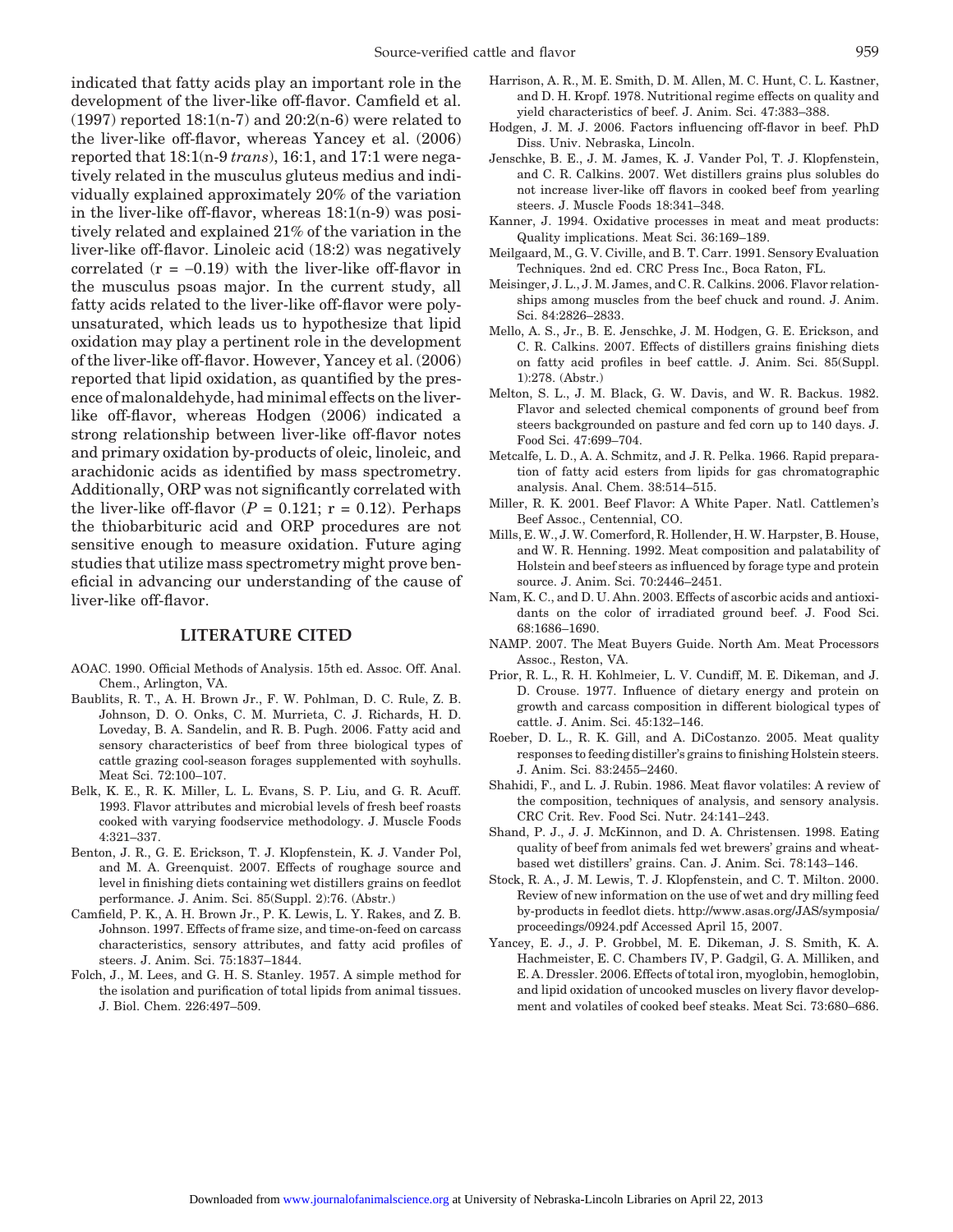indicated that fatty acids play an important role in the development of the liver-like off-flavor. Camfield et al. (1997) reported 18:1(n-7) and 20:2(n-6) were related to the liver-like off-flavor, whereas Yancey et al. (2006) reported that 18:1(n-9 *trans*), 16:1, and 17:1 were negatively related in the musculus gluteus medius and individually explained approximately 20% of the variation in the liver-like off-flavor, whereas 18:1(n-9) was positively related and explained 21% of the variation in the liver-like off-flavor. Linoleic acid (18:2) was negatively correlated ($r = -0.19$) with the liver-like off-flavor in the musculus psoas major. In the current study, all fatty acids related to the liver-like off-flavor were polyunsaturated, which leads us to hypothesize that lipid oxidation may play a pertinent role in the development of the liver-like off-flavor. However, Yancey et al. (2006) reported that lipid oxidation, as quantified by the presence of malonaldehyde, had minimal effects on the liver-like off-flavor, whereas Hodgen (2006) indicated a strong relationship between liver-like off-flavor notes and primary oxidation by-products of oleic, linoleic, and arachidonic acids as identified by mass spectrometry. Additionally, ORP was not significantly correlated with the liver-like off-flavor ($P = 0.121$; $r = 0.12$). Perhaps the thiobarbituric acid and ORP procedures are not sensitive enough to measure oxidation. Future aging studies that utilize mass spectrometry might prove beneficial in advancing our understanding of the cause of liver-like off-flavor.

## LITERATURE CITED

AOAC. 1990. Official Methods of Analysis. 15th ed. Assoc. Off. Anal. Chem., Arlington, VA.

Baublits, R. T., A. H. Brown Jr., F. W. Pohlman, D. C. Rule, Z. B. Johnson, D. O. Onks, C. M. Murrieta, C. J. Richards, H. D. Loveday, B. A. Sandelin, and R. B. Pugh. 2006. Fatty acid and sensory characteristics of beef from three biological types of cattle grazing cool-season forages supplemented with soyhulls. Meat Sci. 72:100–107.

Belk, K. E., R. K. Miller, L. L. Evans, S. P. Liu, and G. R. Acuff. 1993. Flavor attributes and microbial levels of fresh beef roasts cooked with varying foodservice methodology. J. Muscle Foods 4:321–337.

Benton, J. R., G. E. Erickson, T. J. Klopfenstein, K. J. Vander Pol, and M. A. Greenquist. 2007. Effects of roughage source and level in finishing diets containing wet distillers grains on feedlot performance. J. Anim. Sci. 85(Suppl. 2):76. (Abstr.)

Camfield, P. K., A. H. Brown Jr., P. K. Lewis, L. Y. Rakes, and Z. B. Johnson. 1997. Effects of frame size, and time-on-feed on carcass characteristics, sensory attributes, and fatty acid profiles of steers. J. Anim. Sci. 75:1837–1844.

Folch, J., M. Lees, and G. H. S. Stanley. 1957. A simple method for the isolation and purification of total lipids from animal tissues. J. Biol. Chem. 226:497–509.

Harrison, A. R., M. E. Smith, D. M. Allen, M. C. Hunt, C. L. Kastner, and D. H. Kropf. 1978. Nutritional regime effects on quality and yield characteristics of beef. J. Anim. Sci. 47:383–388.

Hodgen, J. M. J. 2006. Factors influencing off-flavor in beef. PhD Diss. Univ. Nebraska, Lincoln.

Jenschke, B. E., J. M. James, K. J. Vander Pol, T. J. Klopfenstein, and C. R. Calkins. 2007. Wet distillers grains plus solubles do not increase liver-like off flavors in cooked beef from yearling steers. J. Muscle Foods 18:341–348.

Kanner, J. 1994. Oxidative processes in meat and meat products: Quality implications. Meat Sci. 36:169–189.

Meilgaard, M., G. V. Civille, and B. T. Carr. 1991. Sensory Evaluation Techniques. 2nd ed. CRC Press Inc., Boca Raton, FL.

Meisinger, J. L., J. M. James, and C. R. Calkins. 2006. Flavor relationships among muscles from the beef chuck and round. J. Anim. Sci. 84:2826–2833.

Mello, A. S., Jr., B. E. Jenschke, J. M. Hodgen, G. E. Erickson, and C. R. Calkins. 2007. Effects of distillers grains finishing diets on fatty acid profiles in beef cattle. J. Anim. Sci. 85(Suppl. 1):278. (Abstr.)

Melton, S. L., J. M. Black, G. W. Davis, and W. R. Backus. 1982. Flavor and selected chemical components of ground beef from steers backgrounded on pasture and fed corn up to 140 days. J. Food Sci. 47:699–704.

Metcalfe, L. D., A. A. Schmitz, and J. R. Pelka. 1966. Rapid preparation of fatty acid esters from lipids for gas chromatographic analysis. Anal. Chem. 38:514–515.

Miller, R. K. 2001. Beef Flavor: A White Paper. Natl. Cattlemen's Beef Assoc., Centennial, CO.

Mills, E. W., J. W. Comerford, R. Hollender, H. W. Harpster, B. House, and W. R. Henning. 1992. Meat composition and palatability of Holstein and beef steers as influenced by forage type and protein source. J. Anim. Sci. 70:2446–2451.

Nam, K. C., and D. U. Ahn. 2003. Effects of ascorbic acids and antioxidants on the color of irradiated ground beef. J. Food Sci. 68:1686–1690.

NAMP. 2007. The Meat Buyers Guide. North Am. Meat Processors Assoc., Reston, VA.

Prior, R. L., R. H. Kohlmeier, L. V. Cundiff, M. E. Dikeman, and J. D. Crouse. 1977. Influence of dietary energy and protein on growth and carcass composition in different biological types of cattle. J. Anim. Sci. 45:132–146.

Roeber, D. L., R. K. Gill, and A. DiCostanzo. 2005. Meat quality responses to feeding distiller's grains to finishing Holstein steers. J. Anim. Sci. 83:2455–2460.

Shahidi, F., and L. J. Rubin. 1986. Meat flavor volatiles: A review of the composition, techniques of analysis, and sensory analysis. CRC Crit. Rev. Food Sci. Nutr. 24:141–243.

Shand, P. J., J. J. McKinnon, and D. A. Christensen. 1998. Eating quality of beef from animals fed wet brewers' grains and wheat-based wet distillers' grains. Can. J. Anim. Sci. 78:143–146.

Stock, R. A., J. M. Lewis, T. J. Klopfenstein, and C. T. Milton. 2000. Review of new information on the use of wet and dry milling feed by-products in feedlot diets. http://www.asas.org/JAS/symposia/proceedings/0924.pdf Accessed April 15, 2007.

Yancey, E. J., J. P. Grobbel, M. E. Dikeman, J. S. Smith, K. A. Hachmeister, E. C. Chambers IV, P. Gadgil, G. A. Milliken, and E. A. Dressler. 2006. Effects of total iron, myoglobin, hemoglobin, and lipid oxidation of uncooked muscles on livery flavor development and volatiles of cooked beef steaks. Meat Sci. 73:680–686.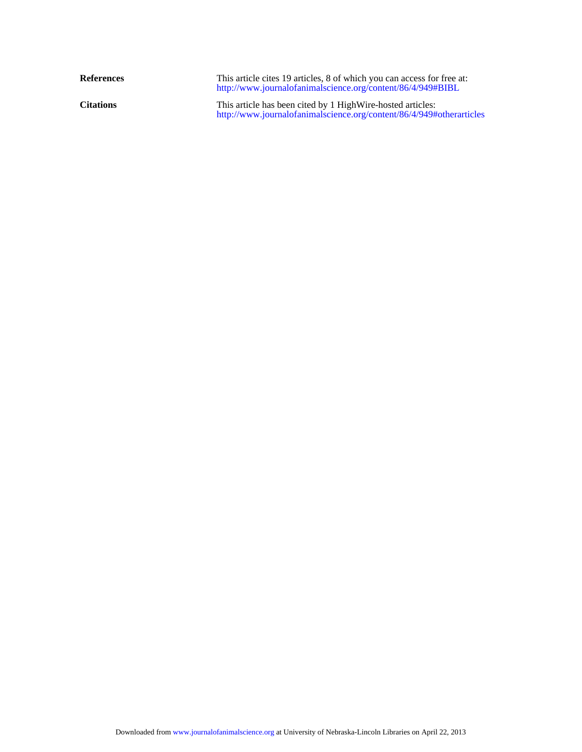| | |
|---|---|
| **References** | This article cites 19 articles, 8 of which you can access for free at: http://www.journalofanimalscience.org/content/86/4/949#BIBL |
| **Citations** | This article has been cited by 1 HighWire-hosted articles: http://www.journalofanimalscience.org/content/86/4/949#otherarticles |